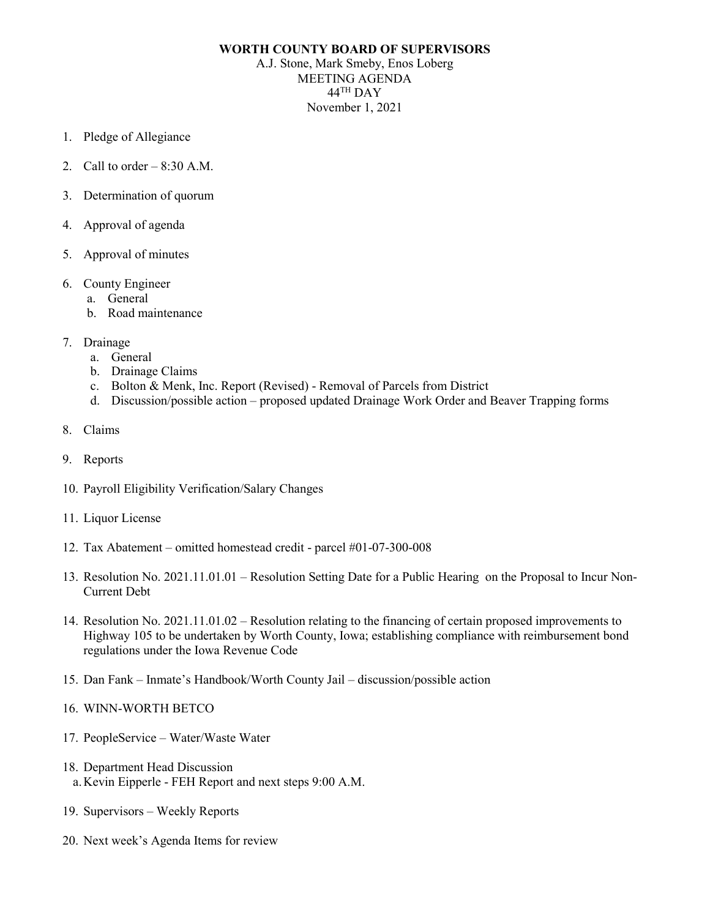# WORTH COUNTY BOARD OF SUPERVISORS

A.J. Stone, Mark Smeby, Enos Loberg
MEETING AGENDA
44TH DAY
November 1, 2021

1. Pledge of Allegiance

2. Call to order – 8:30 A.M.

3. Determination of quorum

4. Approval of agenda

5. Approval of minutes

6. County Engineer
   a. General
   b. Road maintenance

7. Drainage
   a. General
   b. Drainage Claims
   c. Bolton & Menk, Inc. Report (Revised) - Removal of Parcels from District
   d. Discussion/possible action – proposed updated Drainage Work Order and Beaver Trapping forms

8. Claims

9. Reports

10. Payroll Eligibility Verification/Salary Changes

11. Liquor License

12. Tax Abatement – omitted homestead credit - parcel #01-07-300-008

13. Resolution No. 2021.11.01.01 – Resolution Setting Date for a Public Hearing on the Proposal to Incur Non-Current Debt

14. Resolution No. 2021.11.01.02 – Resolution relating to the financing of certain proposed improvements to Highway 105 to be undertaken by Worth County, Iowa; establishing compliance with reimbursement bond regulations under the Iowa Revenue Code

15. Dan Fank – Inmate's Handbook/Worth County Jail – discussion/possible action

16. WINN-WORTH BETCO

17. PeopleService – Water/Waste Water

18. Department Head Discussion
   a. Kevin Eipperle - FEH Report and next steps 9:00 A.M.

19. Supervisors – Weekly Reports

20. Next week's Agenda Items for review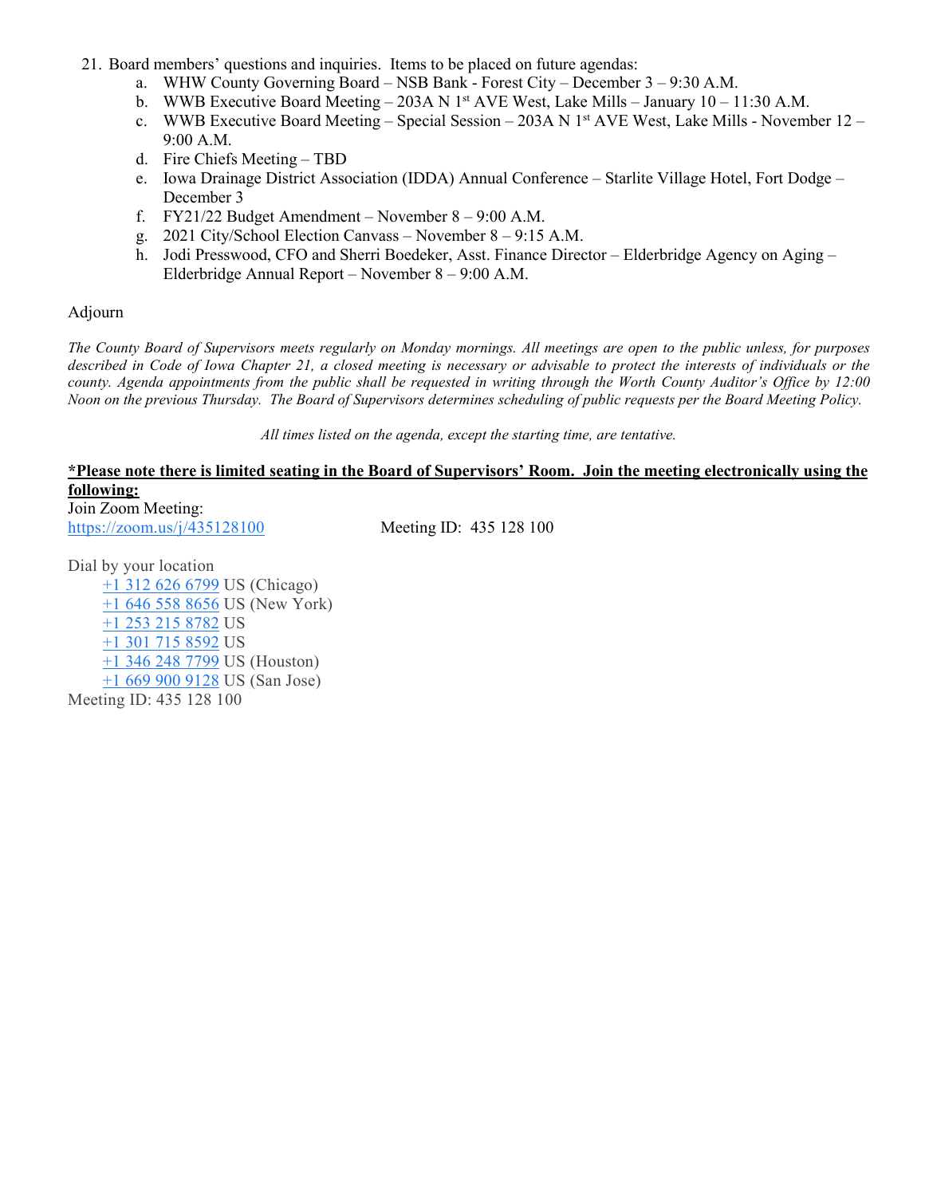21. Board members' questions and inquiries. Items to be placed on future agendas:
    a. WHW County Governing Board – NSB Bank - Forest City – December 3 – 9:30 A.M.
    b. WWB Executive Board Meeting – 203A N 1st AVE West, Lake Mills – January 10 – 11:30 A.M.
    c. WWB Executive Board Meeting – Special Session – 203A N 1st AVE West, Lake Mills - November 12 – 9:00 A.M.
    d. Fire Chiefs Meeting – TBD
    e. Iowa Drainage District Association (IDDA) Annual Conference – Starlite Village Hotel, Fort Dodge – December 3
    f. FY21/22 Budget Amendment – November 8 – 9:00 A.M.
    g. 2021 City/School Election Canvass – November 8 – 9:15 A.M.
    h. Jodi Presswood, CFO and Sherri Boedeker, Asst. Finance Director – Elderbridge Agency on Aging – Elderbridge Annual Report – November 8 – 9:00 A.M.

Adjourn

*The County Board of Supervisors meets regularly on Monday mornings. All meetings are open to the public unless, for purposes described in Code of Iowa Chapter 21, a closed meeting is necessary or advisable to protect the interests of individuals or the county. Agenda appointments from the public shall be requested in writing through the Worth County Auditor's Office by 12:00 Noon on the previous Thursday. The Board of Supervisors determines scheduling of public requests per the Board Meeting Policy.*

*All times listed on the agenda, except the starting time, are tentative.*

**\*Please note there is limited seating in the Board of Supervisors' Room. Join the meeting electronically using the following:**

Join Zoom Meeting:
https://zoom.us/j/435128100 Meeting ID: 435 128 100

Dial by your location
+1 312 626 6799 US (Chicago)
+1 646 558 8656 US (New York)
+1 253 215 8782 US
+1 301 715 8592 US
+1 346 248 7799 US (Houston)
+1 669 900 9128 US (San Jose)
Meeting ID: 435 128 100